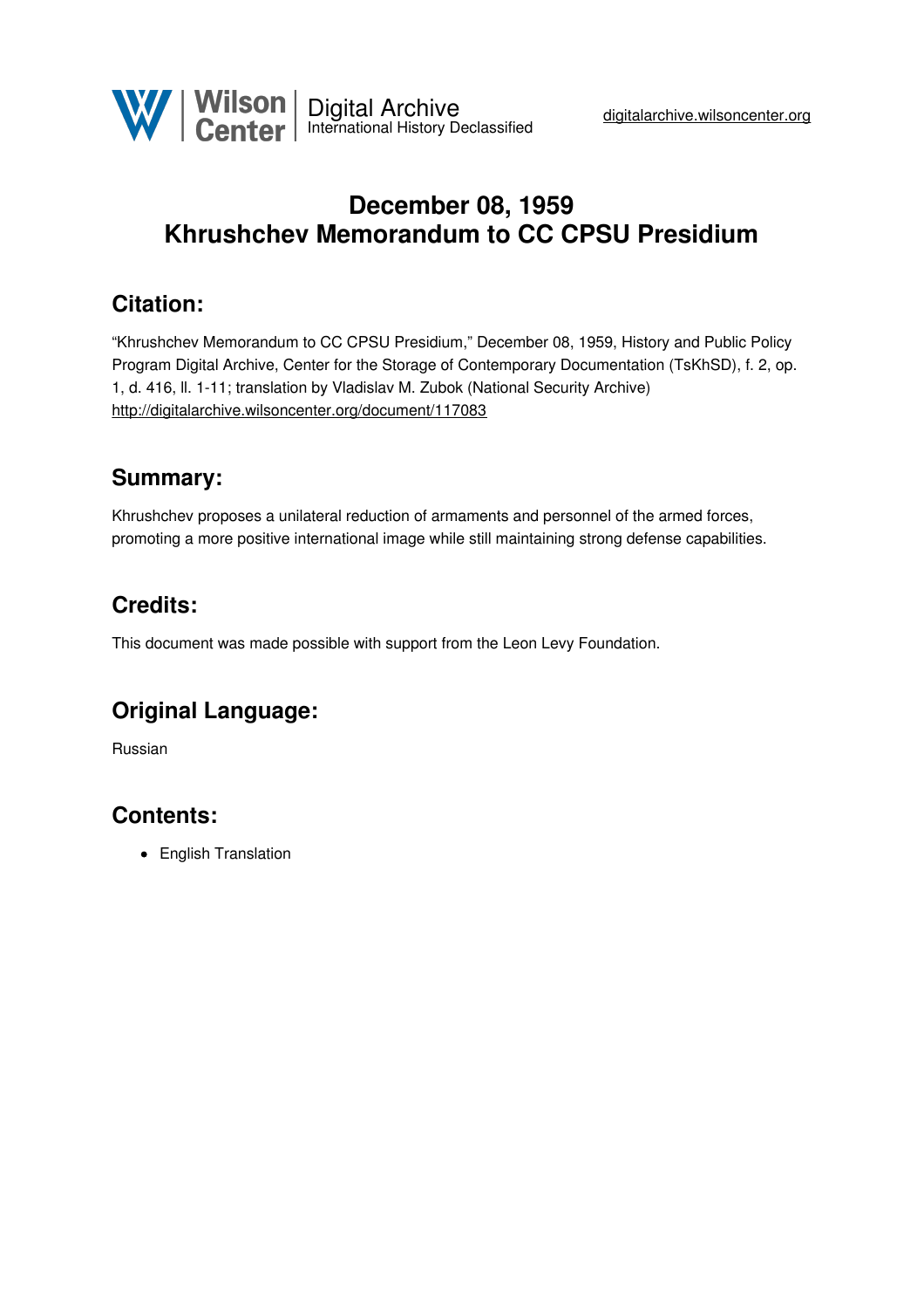# December 08, 1959
# Khrushchev Memorandum to CC CPSU Presidium

## Citation:

"Khrushchev Memorandum to CC CPSU Presidium," December 08, 1959, History and Public Policy Program Digital Archive, Center for the Storage of Contemporary Documentation (TsKhSD), f. 2, op. 1, d. 416, ll. 1-11; translation by Vladislav M. Zubok (National Security Archive) http://digitalarchive.wilsoncenter.org/document/117083

## Summary:

Khrushchev proposes a unilateral reduction of armaments and personnel of the armed forces, promoting a more positive international image while still maintaining strong defense capabilities.

## Credits:

This document was made possible with support from the Leon Levy Foundation.

## Original Language:

Russian

## Contents:

- English Translation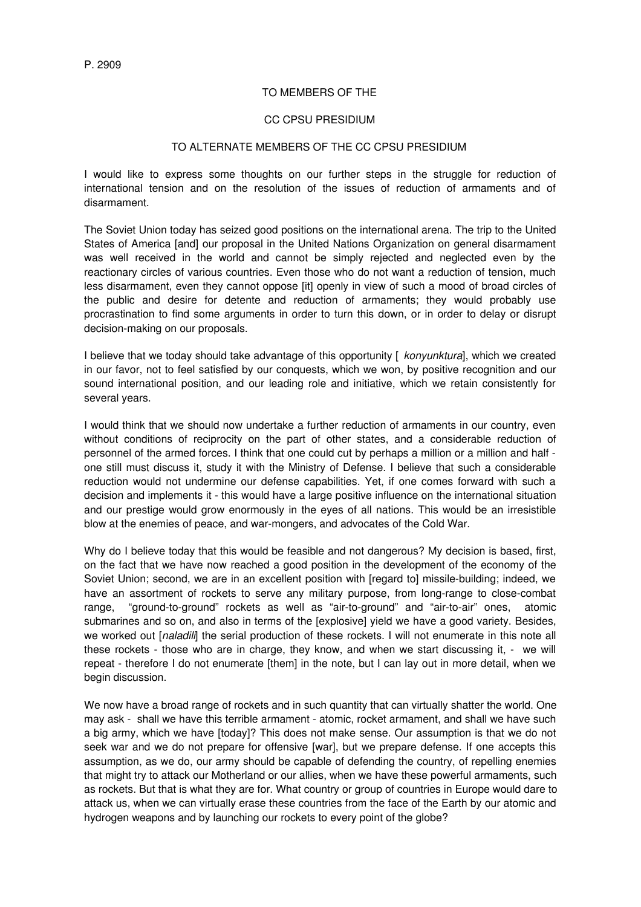P. 2909

TO MEMBERS OF THE

CC CPSU PRESIDIUM

TO ALTERNATE MEMBERS OF THE CC CPSU PRESIDIUM

I would like to express some thoughts on our further steps in the struggle for reduction of international tension and on the resolution of the issues of reduction of armaments and of disarmament.

The Soviet Union today has seized good positions on the international arena. The trip to the United States of America [and] our proposal in the United Nations Organization on general disarmament was well received in the world and cannot be simply rejected and neglected even by the reactionary circles of various countries. Even those who do not want a reduction of tension, much less disarmament, even they cannot oppose [it] openly in view of such a mood of broad circles of the public and desire for detente and reduction of armaments; they would probably use procrastination to find some arguments in order to turn this down, or in order to delay or disrupt decision-making on our proposals.

I believe that we today should take advantage of this opportunity [ *konyunktura*], which we created in our favor, not to feel satisfied by our conquests, which we won, by positive recognition and our sound international position, and our leading role and initiative, which we retain consistently for several years.

I would think that we should now undertake a further reduction of armaments in our country, even without conditions of reciprocity on the part of other states, and a considerable reduction of personnel of the armed forces. I think that one could cut by perhaps a million or a million and half - one still must discuss it, study it with the Ministry of Defense. I believe that such a considerable reduction would not undermine our defense capabilities. Yet, if one comes forward with such a decision and implements it - this would have a large positive influence on the international situation and our prestige would grow enormously in the eyes of all nations. This would be an irresistible blow at the enemies of peace, and war-mongers, and advocates of the Cold War.

Why do I believe today that this would be feasible and not dangerous? My decision is based, first, on the fact that we have now reached a good position in the development of the economy of the Soviet Union; second, we are in an excellent position with [regard to] missile-building; indeed, we have an assortment of rockets to serve any military purpose, from long-range to close-combat range, "ground-to-ground" rockets as well as "air-to-ground" and "air-to-air" ones, atomic submarines and so on, and also in terms of the [explosive] yield we have a good variety. Besides, we worked out [*naladili*] the serial production of these rockets. I will not enumerate in this note all these rockets - those who are in charge, they know, and when we start discussing it, - we will repeat - therefore I do not enumerate [them] in the note, but I can lay out in more detail, when we begin discussion.

We now have a broad range of rockets and in such quantity that can virtually shatter the world. One may ask - shall we have this terrible armament - atomic, rocket armament, and shall we have such a big army, which we have [today]? This does not make sense. Our assumption is that we do not seek war and we do not prepare for offensive [war], but we prepare defense. If one accepts this assumption, as we do, our army should be capable of defending the country, of repelling enemies that might try to attack our Motherland or our allies, when we have these powerful armaments, such as rockets. But that is what they are for. What country or group of countries in Europe would dare to attack us, when we can virtually erase these countries from the face of the Earth by our atomic and hydrogen weapons and by launching our rockets to every point of the globe?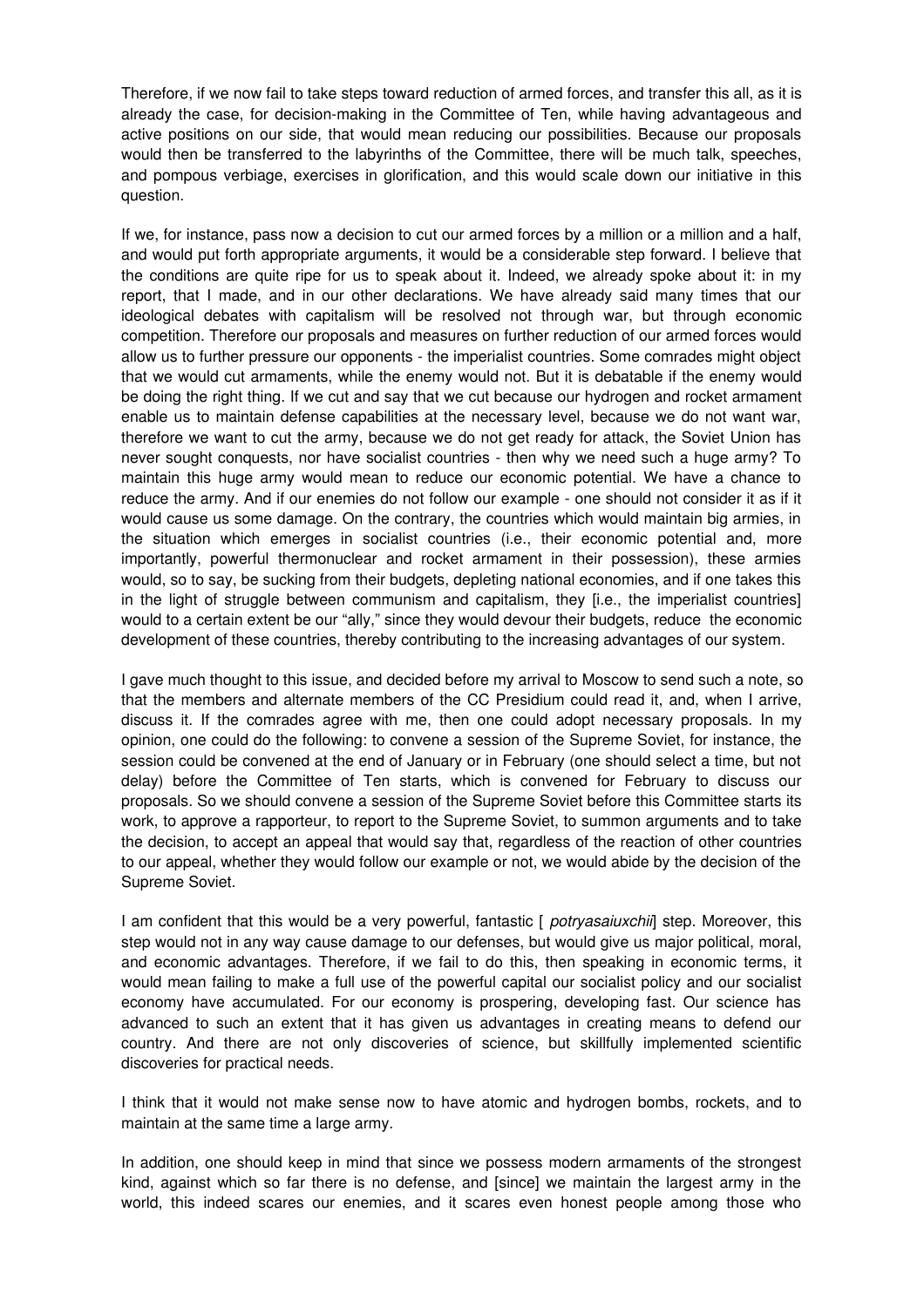Therefore, if we now fail to take steps toward reduction of armed forces, and transfer this all, as it is already the case, for decision-making in the Committee of Ten, while having advantageous and active positions on our side, that would mean reducing our possibilities. Because our proposals would then be transferred to the labyrinths of the Committee, there will be much talk, speeches, and pompous verbiage, exercises in glorification, and this would scale down our initiative in this question.

If we, for instance, pass now a decision to cut our armed forces by a million or a million and a half, and would put forth appropriate arguments, it would be a considerable step forward. I believe that the conditions are quite ripe for us to speak about it. Indeed, we already spoke about it: in my report, that I made, and in our other declarations. We have already said many times that our ideological debates with capitalism will be resolved not through war, but through economic competition. Therefore our proposals and measures on further reduction of our armed forces would allow us to further pressure our opponents - the imperialist countries. Some comrades might object that we would cut armaments, while the enemy would not. But it is debatable if the enemy would be doing the right thing. If we cut and say that we cut because our hydrogen and rocket armament enable us to maintain defense capabilities at the necessary level, because we do not want war, therefore we want to cut the army, because we do not get ready for attack, the Soviet Union has never sought conquests, nor have socialist countries - then why we need such a huge army? To maintain this huge army would mean to reduce our economic potential. We have a chance to reduce the army. And if our enemies do not follow our example - one should not consider it as if it would cause us some damage. On the contrary, the countries which would maintain big armies, in the situation which emerges in socialist countries (i.e., their economic potential and, more importantly, powerful thermonuclear and rocket armament in their possession), these armies would, so to say, be sucking from their budgets, depleting national economies, and if one takes this in the light of struggle between communism and capitalism, they [i.e., the imperialist countries] would to a certain extent be our "ally," since they would devour their budgets, reduce the economic development of these countries, thereby contributing to the increasing advantages of our system.

I gave much thought to this issue, and decided before my arrival to Moscow to send such a note, so that the members and alternate members of the CC Presidium could read it, and, when I arrive, discuss it. If the comrades agree with me, then one could adopt necessary proposals. In my opinion, one could do the following: to convene a session of the Supreme Soviet, for instance, the session could be convened at the end of January or in February (one should select a time, but not delay) before the Committee of Ten starts, which is convened for February to discuss our proposals. So we should convene a session of the Supreme Soviet before this Committee starts its work, to approve a rapporteur, to report to the Supreme Soviet, to summon arguments and to take the decision, to accept an appeal that would say that, regardless of the reaction of other countries to our appeal, whether they would follow our example or not, we would abide by the decision of the Supreme Soviet.

I am confident that this would be a very powerful, fantastic [ *potryasaiuxchii*] step. Moreover, this step would not in any way cause damage to our defenses, but would give us major political, moral, and economic advantages. Therefore, if we fail to do this, then speaking in economic terms, it would mean failing to make a full use of the powerful capital our socialist policy and our socialist economy have accumulated. For our economy is prospering, developing fast. Our science has advanced to such an extent that it has given us advantages in creating means to defend our country. And there are not only discoveries of science, but skillfully implemented scientific discoveries for practical needs.

I think that it would not make sense now to have atomic and hydrogen bombs, rockets, and to maintain at the same time a large army.

In addition, one should keep in mind that since we possess modern armaments of the strongest kind, against which so far there is no defense, and [since] we maintain the largest army in the world, this indeed scares our enemies, and it scares even honest people among those who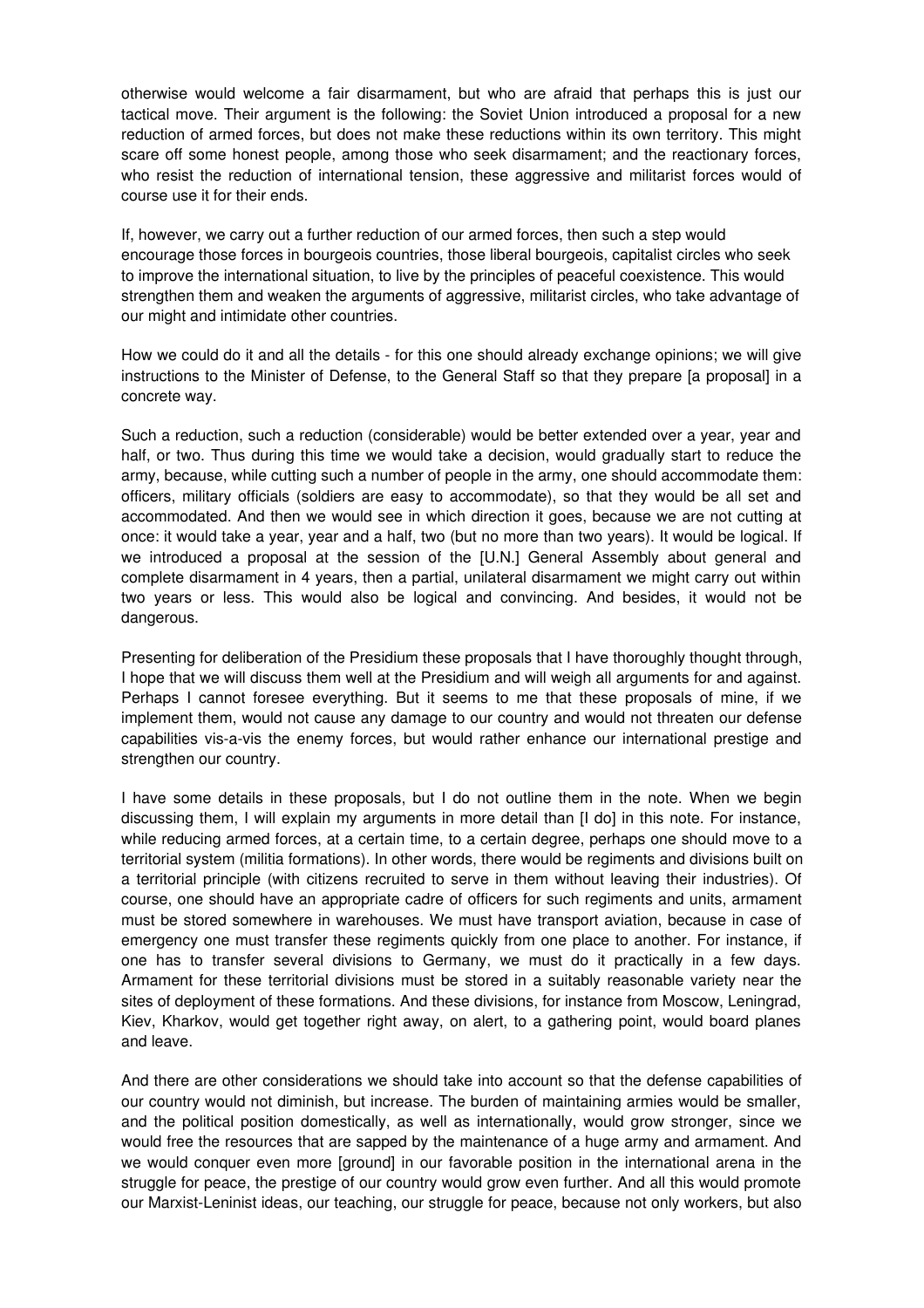otherwise would welcome a fair disarmament, but who are afraid that perhaps this is just our tactical move. Their argument is the following: the Soviet Union introduced a proposal for a new reduction of armed forces, but does not make these reductions within its own territory. This might scare off some honest people, among those who seek disarmament; and the reactionary forces, who resist the reduction of international tension, these aggressive and militarist forces would of course use it for their ends.

If, however, we carry out a further reduction of our armed forces, then such a step would encourage those forces in bourgeois countries, those liberal bourgeois, capitalist circles who seek to improve the international situation, to live by the principles of peaceful coexistence. This would strengthen them and weaken the arguments of aggressive, militarist circles, who take advantage of our might and intimidate other countries.

How we could do it and all the details - for this one should already exchange opinions; we will give instructions to the Minister of Defense, to the General Staff so that they prepare [a proposal] in a concrete way.

Such a reduction, such a reduction (considerable) would be better extended over a year, year and half, or two. Thus during this time we would take a decision, would gradually start to reduce the army, because, while cutting such a number of people in the army, one should accommodate them: officers, military officials (soldiers are easy to accommodate), so that they would be all set and accommodated. And then we would see in which direction it goes, because we are not cutting at once: it would take a year, year and a half, two (but no more than two years). It would be logical. If we introduced a proposal at the session of the [U.N.] General Assembly about general and complete disarmament in 4 years, then a partial, unilateral disarmament we might carry out within two years or less. This would also be logical and convincing. And besides, it would not be dangerous.

Presenting for deliberation of the Presidium these proposals that I have thoroughly thought through, I hope that we will discuss them well at the Presidium and will weigh all arguments for and against. Perhaps I cannot foresee everything. But it seems to me that these proposals of mine, if we implement them, would not cause any damage to our country and would not threaten our defense capabilities vis-a-vis the enemy forces, but would rather enhance our international prestige and strengthen our country.

I have some details in these proposals, but I do not outline them in the note. When we begin discussing them, I will explain my arguments in more detail than [I do] in this note. For instance, while reducing armed forces, at a certain time, to a certain degree, perhaps one should move to a territorial system (militia formations). In other words, there would be regiments and divisions built on a territorial principle (with citizens recruited to serve in them without leaving their industries). Of course, one should have an appropriate cadre of officers for such regiments and units, armament must be stored somewhere in warehouses. We must have transport aviation, because in case of emergency one must transfer these regiments quickly from one place to another. For instance, if one has to transfer several divisions to Germany, we must do it practically in a few days. Armament for these territorial divisions must be stored in a suitably reasonable variety near the sites of deployment of these formations. And these divisions, for instance from Moscow, Leningrad, Kiev, Kharkov, would get together right away, on alert, to a gathering point, would board planes and leave.

And there are other considerations we should take into account so that the defense capabilities of our country would not diminish, but increase. The burden of maintaining armies would be smaller, and the political position domestically, as well as internationally, would grow stronger, since we would free the resources that are sapped by the maintenance of a huge army and armament. And we would conquer even more [ground] in our favorable position in the international arena in the struggle for peace, the prestige of our country would grow even further. And all this would promote our Marxist-Leninist ideas, our teaching, our struggle for peace, because not only workers, but also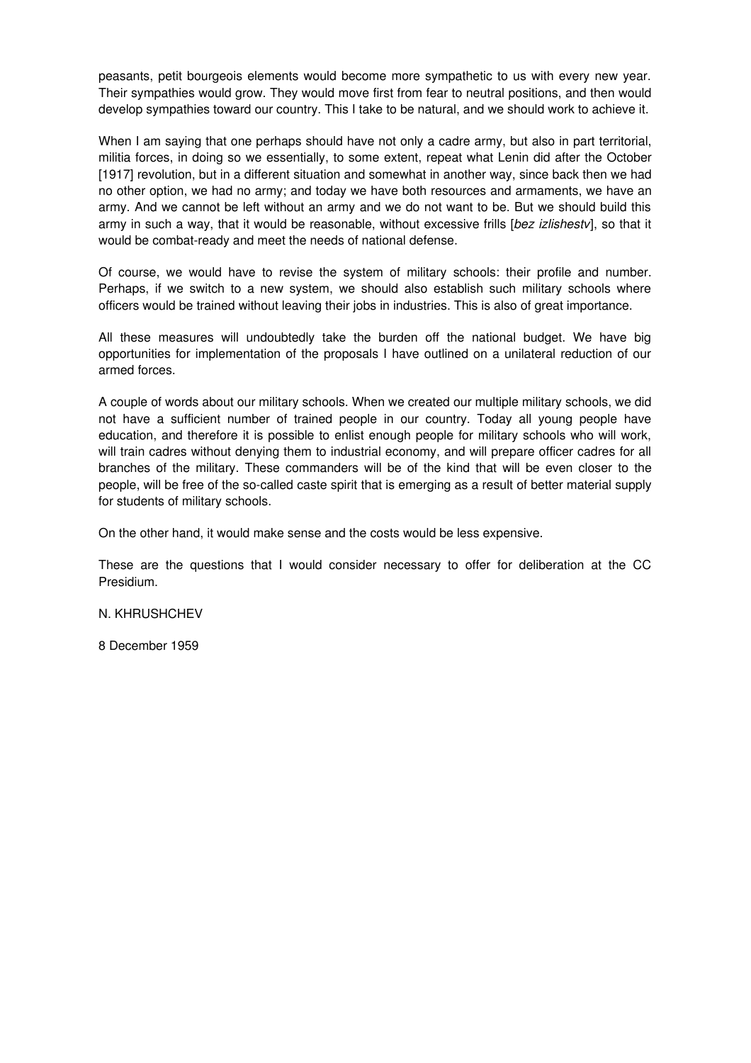peasants, petit bourgeois elements would become more sympathetic to us with every new year. Their sympathies would grow. They would move first from fear to neutral positions, and then would develop sympathies toward our country. This I take to be natural, and we should work to achieve it.

When I am saying that one perhaps should have not only a cadre army, but also in part territorial, militia forces, in doing so we essentially, to some extent, repeat what Lenin did after the October [1917] revolution, but in a different situation and somewhat in another way, since back then we had no other option, we had no army; and today we have both resources and armaments, we have an army. And we cannot be left without an army and we do not want to be. But we should build this army in such a way, that it would be reasonable, without excessive frills [*bez izlishestv*], so that it would be combat-ready and meet the needs of national defense.

Of course, we would have to revise the system of military schools: their profile and number. Perhaps, if we switch to a new system, we should also establish such military schools where officers would be trained without leaving their jobs in industries. This is also of great importance.

All these measures will undoubtedly take the burden off the national budget. We have big opportunities for implementation of the proposals I have outlined on a unilateral reduction of our armed forces.

A couple of words about our military schools. When we created our multiple military schools, we did not have a sufficient number of trained people in our country. Today all young people have education, and therefore it is possible to enlist enough people for military schools who will work, will train cadres without denying them to industrial economy, and will prepare officer cadres for all branches of the military. These commanders will be of the kind that will be even closer to the people, will be free of the so-called caste spirit that is emerging as a result of better material supply for students of military schools.

On the other hand, it would make sense and the costs would be less expensive.

These are the questions that I would consider necessary to offer for deliberation at the CC Presidium.

N. KHRUSHCHEV

8 December 1959